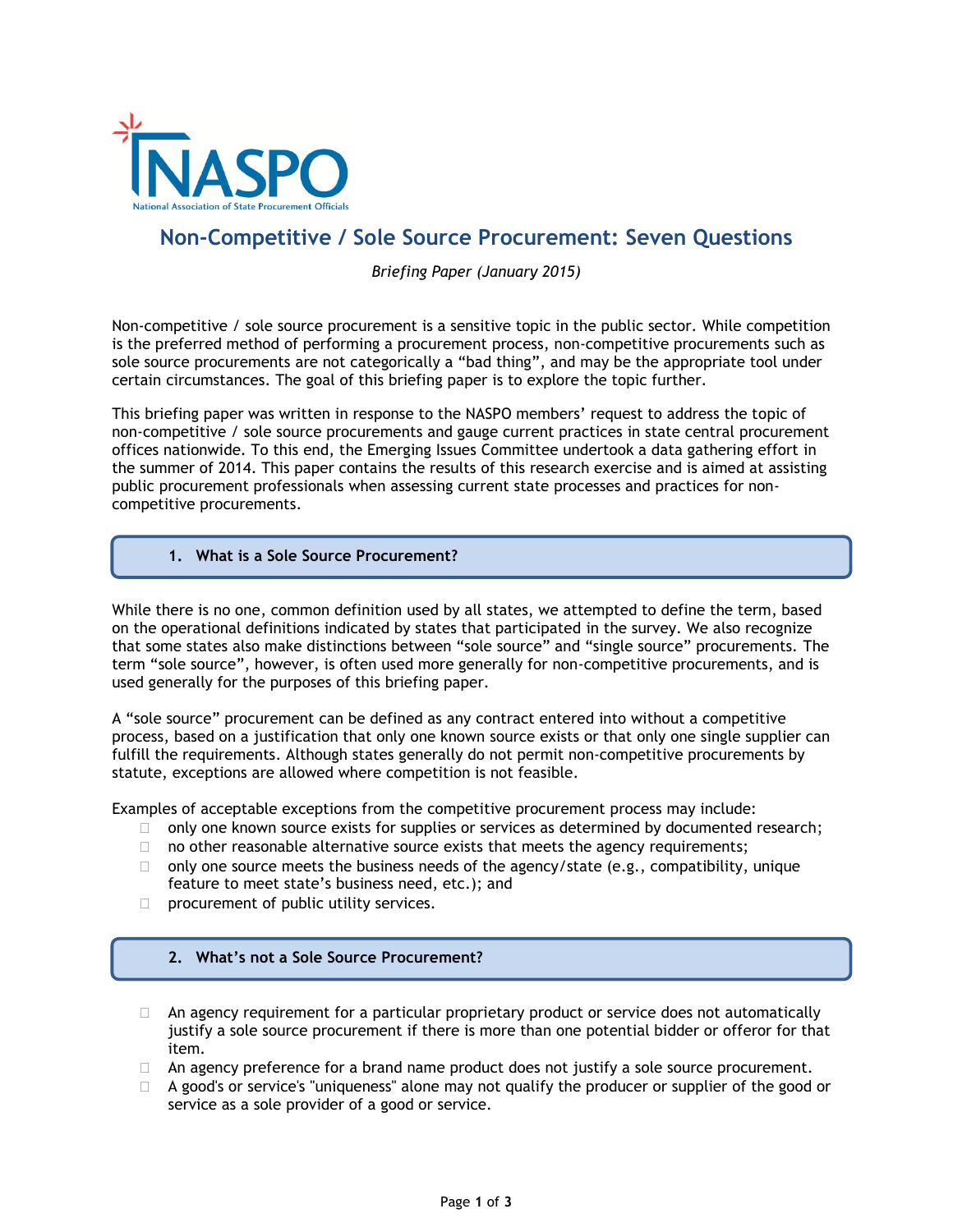NASPO

National Association of State Procurement Officials

# Non-Competitive / Sole Source Procurement: Seven Questions

*Briefing Paper (January 2015)*

Non-competitive / sole source procurement is a sensitive topic in the public sector. While competition is the preferred method of performing a procurement process, non-competitive procurements such as sole source procurements are not categorically a "bad thing", and may be the appropriate tool under certain circumstances. The goal of this briefing paper is to explore the topic further.

This briefing paper was written in response to the NASPO members' request to address the topic of non-competitive / sole source procurements and gauge current practices in state central procurement offices nationwide. To this end, the Emerging Issues Committee undertook a data gathering effort in the summer of 2014. This paper contains the results of this research exercise and is aimed at assisting public procurement professionals when assessing current state processes and practices for non-competitive procurements.

## 1. What is a Sole Source Procurement?

While there is no one, common definition used by all states, we attempted to define the term, based on the operational definitions indicated by states that participated in the survey. We also recognize that some states also make distinctions between "sole source" and "single source" procurements. The term "sole source", however, is often used more generally for non-competitive procurements, and is used generally for the purposes of this briefing paper.

A "sole source" procurement can be defined as any contract entered into without a competitive process, based on a justification that only one known source exists or that only one single supplier can fulfill the requirements. Although states generally do not permit non-competitive procurements by statute, exceptions are allowed where competition is not feasible.

Examples of acceptable exceptions from the competitive procurement process may include:

- only one known source exists for supplies or services as determined by documented research;
- no other reasonable alternative source exists that meets the agency requirements;
- only one source meets the business needs of the agency/state (e.g., compatibility, unique feature to meet state's business need, etc.); and
- procurement of public utility services.

## 2. What's not a Sole Source Procurement?

- An agency requirement for a particular proprietary product or service does not automatically justify a sole source procurement if there is more than one potential bidder or offeror for that item.
- An agency preference for a brand name product does not justify a sole source procurement.
- A good's or service's "uniqueness" alone may not qualify the producer or supplier of the good or service as a sole provider of a good or service.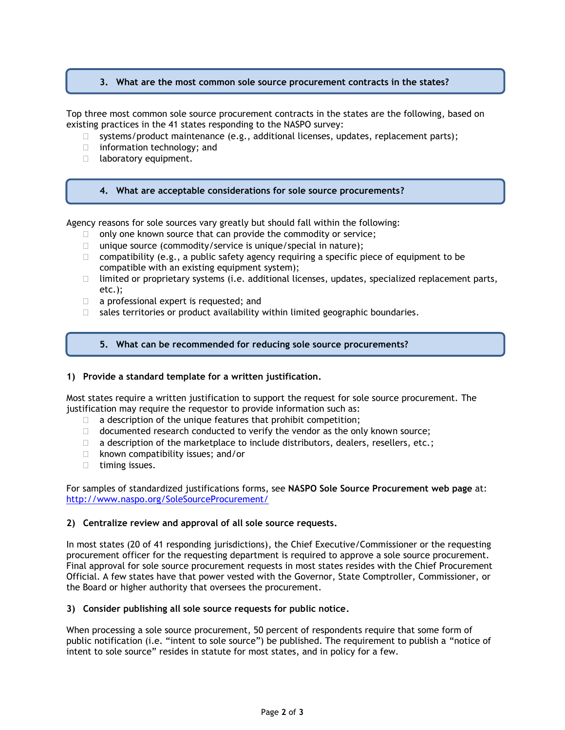## 3. What are the most common sole source procurement contracts in the states?

Top three most common sole source procurement contracts in the states are the following, based on existing practices in the 41 states responding to the NASPO survey:

- systems/product maintenance (e.g., additional licenses, updates, replacement parts);
- information technology; and
- laboratory equipment.

## 4. What are acceptable considerations for sole source procurements?

Agency reasons for sole sources vary greatly but should fall within the following:

- only one known source that can provide the commodity or service;
- unique source (commodity/service is unique/special in nature);
- compatibility (e.g., a public safety agency requiring a specific piece of equipment to be compatible with an existing equipment system);
- limited or proprietary systems (i.e. additional licenses, updates, specialized replacement parts, etc.);
- a professional expert is requested; and
- sales territories or product availability within limited geographic boundaries.

## 5. What can be recommended for reducing sole source procurements?

**1) Provide a standard template for a written justification.**

Most states require a written justification to support the request for sole source procurement. The justification may require the requestor to provide information such as:

- a description of the unique features that prohibit competition;
- documented research conducted to verify the vendor as the only known source;
- a description of the marketplace to include distributors, dealers, resellers, etc.;
- known compatibility issues; and/or
- timing issues.

For samples of standardized justifications forms, see **NASPO Sole Source Procurement web page** at: http://www.naspo.org/SoleSourceProcurement/

**2) Centralize review and approval of all sole source requests.**

In most states (20 of 41 responding jurisdictions), the Chief Executive/Commissioner or the requesting procurement officer for the requesting department is required to approve a sole source procurement. Final approval for sole source procurement requests in most states resides with the Chief Procurement Official. A few states have that power vested with the Governor, State Comptroller, Commissioner, or the Board or higher authority that oversees the procurement.

**3) Consider publishing all sole source requests for public notice.**

When processing a sole source procurement, 50 percent of respondents require that some form of public notification (i.e. "intent to sole source") be published. The requirement to publish a "notice of intent to sole source" resides in statute for most states, and in policy for a few.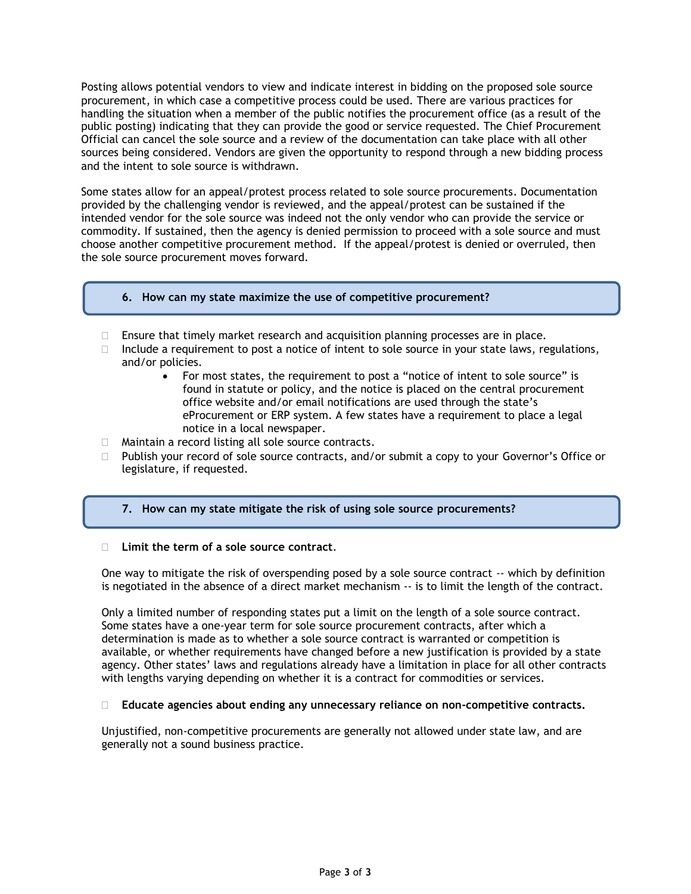Posting allows potential vendors to view and indicate interest in bidding on the proposed sole source procurement, in which case a competitive process could be used. There are various practices for handling the situation when a member of the public notifies the procurement office (as a result of the public posting) indicating that they can provide the good or service requested. The Chief Procurement Official can cancel the sole source and a review of the documentation can take place with all other sources being considered. Vendors are given the opportunity to respond through a new bidding process and the intent to sole source is withdrawn.

Some states allow for an appeal/protest process related to sole source procurements. Documentation provided by the challenging vendor is reviewed, and the appeal/protest can be sustained if the intended vendor for the sole source was indeed not the only vendor who can provide the service or commodity. If sustained, then the agency is denied permission to proceed with a sole source and must choose another competitive procurement method. If the appeal/protest is denied or overruled, then the sole source procurement moves forward.

### 6. How can my state maximize the use of competitive procurement?

- Ensure that timely market research and acquisition planning processes are in place.
- Include a requirement to post a notice of intent to sole source in your state laws, regulations, and/or policies.
  - For most states, the requirement to post a "notice of intent to sole source" is found in statute or policy, and the notice is placed on the central procurement office website and/or email notifications are used through the state's eProcurement or ERP system. A few states have a requirement to place a legal notice in a local newspaper.
- Maintain a record listing all sole source contracts.
- Publish your record of sole source contracts, and/or submit a copy to your Governor's Office or legislature, if requested.

### 7. How can my state mitigate the risk of using sole source procurements?

- **Limit the term of a sole source contract**.

  One way to mitigate the risk of overspending posed by a sole source contract -- which by definition is negotiated in the absence of a direct market mechanism -- is to limit the length of the contract.

  Only a limited number of responding states put a limit on the length of a sole source contract. Some states have a one-year term for sole source procurement contracts, after which a determination is made as to whether a sole source contract is warranted or competition is available, or whether requirements have changed before a new justification is provided by a state agency. Other states' laws and regulations already have a limitation in place for all other contracts with lengths varying depending on whether it is a contract for commodities or services.

- **Educate agencies about ending any unnecessary reliance on non-competitive contracts.**

  Unjustified, non-competitive procurements are generally not allowed under state law, and are generally not a sound business practice.